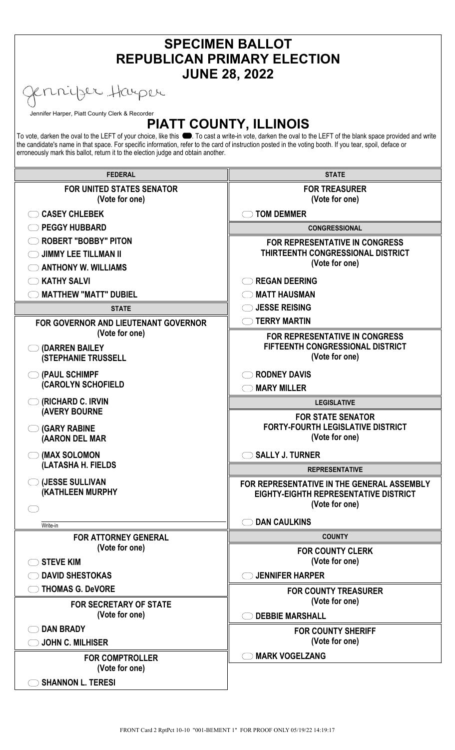# SPECIMEN BALLOT
# REPUBLICAN PRIMARY ELECTION
# JUNE 28, 2022

Jennifer Harper

Jennifer Harper, Piatt County Clerk & Recorder

## PIATT COUNTY, ILLINOIS

To vote, darken the oval to the LEFT of your choice, like this ⬬. To cast a write-in vote, darken the oval to the LEFT of the blank space provided and write the candidate's name in that space. For specific information, refer to the card of instruction posted in the voting booth. If you tear, spoil, deface or erroneously mark this ballot, return it to the election judge and obtain another.

### FEDERAL

**FOR UNITED STATES SENATOR**
(Vote for one)

- ⬭ CASEY CHLEBEK
- ⬭ PEGGY HUBBARD
- ⬭ ROBERT "BOBBY" PITON
- ⬭ JIMMY LEE TILLMAN II
- ⬭ ANTHONY W. WILLIAMS
- ⬭ KATHY SALVI
- ⬭ MATTHEW "MATT" DUBIEL

### STATE

**FOR GOVERNOR AND LIEUTENANT GOVERNOR**
(Vote for one)

- ⬭ (DARREN BAILEY (STEPHANIE TRUSSELL
- ⬭ (PAUL SCHIMPF (CAROLYN SCHOFIELD
- ⬭ (RICHARD C. IRVIN (AVERY BOURNE
- ⬭ (GARY RABINE (AARON DEL MAR
- ⬭ (MAX SOLOMON (LATASHA H. FIELDS
- ⬭ (JESSE SULLIVAN (KATHLEEN MURPHY
- ⬭ ______________ Write-in

**FOR ATTORNEY GENERAL**
(Vote for one)

- ⬭ STEVE KIM
- ⬭ DAVID SHESTOKAS
- ⬭ THOMAS G. DeVORE

**FOR SECRETARY OF STATE**
(Vote for one)

- ⬭ DAN BRADY
- ⬭ JOHN C. MILHISER

**FOR COMPTROLLER**
(Vote for one)

- ⬭ SHANNON L. TERESI

### STATE

**FOR TREASURER**
(Vote for one)

- ⬭ TOM DEMMER

### CONGRESSIONAL

**FOR REPRESENTATIVE IN CONGRESS THIRTEENTH CONGRESSIONAL DISTRICT**
(Vote for one)

- ⬭ REGAN DEERING
- ⬭ MATT HAUSMAN
- ⬭ JESSE REISING
- ⬭ TERRY MARTIN

**FOR REPRESENTATIVE IN CONGRESS FIFTEENTH CONGRESSIONAL DISTRICT**
(Vote for one)

- ⬭ RODNEY DAVIS
- ⬭ MARY MILLER

### LEGISLATIVE

**FOR STATE SENATOR FORTY-FOURTH LEGISLATIVE DISTRICT**
(Vote for one)

- ⬭ SALLY J. TURNER

### REPRESENTATIVE

**FOR REPRESENTATIVE IN THE GENERAL ASSEMBLY EIGHTY-EIGHTH REPRESENTATIVE DISTRICT**
(Vote for one)

- ⬭ DAN CAULKINS

### COUNTY

**FOR COUNTY CLERK**
(Vote for one)

- ⬭ JENNIFER HARPER

**FOR COUNTY TREASURER**
(Vote for one)

- ⬭ DEBBIE MARSHALL

**FOR COUNTY SHERIFF**
(Vote for one)

- ⬭ MARK VOGELZANG

FRONT Card 2 RptPct 10-10 "001-BEMENT 1" FOR PROOF ONLY 05/19/22 14:19:17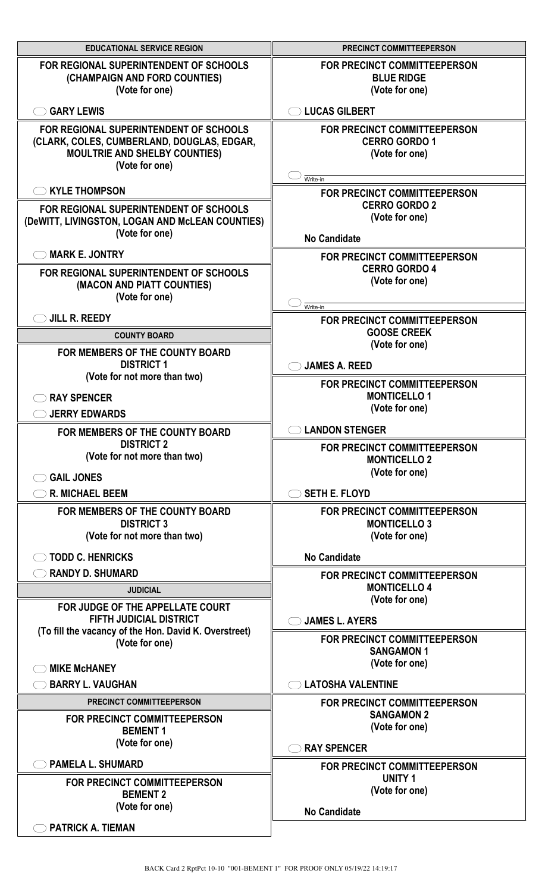## EDUCATIONAL SERVICE REGION

### FOR REGIONAL SUPERINTENDENT OF SCHOOLS
**(CHAMPAIGN AND FORD COUNTIES)**
**(Vote for one)**

- ⬭ GARY LEWIS

### FOR REGIONAL SUPERINTENDENT OF SCHOOLS
**(CLARK, COLES, CUMBERLAND, DOUGLAS, EDGAR, MOULTRIE AND SHELBY COUNTIES)**
**(Vote for one)**

- ⬭ KYLE THOMPSON

### FOR REGIONAL SUPERINTENDENT OF SCHOOLS
**(DeWITT, LIVINGSTON, LOGAN AND McLEAN COUNTIES)**
**(Vote for one)**

- ⬭ MARK E. JONTRY

### FOR REGIONAL SUPERINTENDENT OF SCHOOLS
**(MACON AND PIATT COUNTIES)**
**(Vote for one)**

- ⬭ JILL R. REEDY

## COUNTY BOARD

### FOR MEMBERS OF THE COUNTY BOARD
**DISTRICT 1**
**(Vote for not more than two)**

- ⬭ RAY SPENCER
- ⬭ JERRY EDWARDS

### FOR MEMBERS OF THE COUNTY BOARD
**DISTRICT 2**
**(Vote for not more than two)**

- ⬭ GAIL JONES
- ⬭ R. MICHAEL BEEM

### FOR MEMBERS OF THE COUNTY BOARD
**DISTRICT 3**
**(Vote for not more than two)**

- ⬭ TODD C. HENRICKS
- ⬭ RANDY D. SHUMARD

## JUDICIAL

### FOR JUDGE OF THE APPELLATE COURT
**FIFTH JUDICIAL DISTRICT**
**(To fill the vacancy of the Hon. David K. Overstreet)**
**(Vote for one)**

- ⬭ MIKE McHANEY
- ⬭ BARRY L. VAUGHAN

## PRECINCT COMMITTEEPERSON

### FOR PRECINCT COMMITTEEPERSON
**BEMENT 1**
**(Vote for one)**

- ⬭ PAMELA L. SHUMARD

### FOR PRECINCT COMMITTEEPERSON
**BEMENT 2**
**(Vote for one)**

- ⬭ PATRICK A. TIEMAN

## PRECINCT COMMITTEEPERSON

### FOR PRECINCT COMMITTEEPERSON
**BLUE RIDGE**
**(Vote for one)**

- ⬭ LUCAS GILBERT

### FOR PRECINCT COMMITTEEPERSON
**CERRO GORDO 1**
**(Vote for one)**

- ⬭ ______________ Write-in

### FOR PRECINCT COMMITTEEPERSON
**CERRO GORDO 2**
**(Vote for one)**

**No Candidate**

### FOR PRECINCT COMMITTEEPERSON
**CERRO GORDO 4**
**(Vote for one)**

- ⬭ ______________ Write-in

### FOR PRECINCT COMMITTEEPERSON
**GOOSE CREEK**
**(Vote for one)**

- ⬭ JAMES A. REED

### FOR PRECINCT COMMITTEEPERSON
**MONTICELLO 1**
**(Vote for one)**

- ⬭ LANDON STENGER

### FOR PRECINCT COMMITTEEPERSON
**MONTICELLO 2**
**(Vote for one)**

- ⬭ SETH E. FLOYD

### FOR PRECINCT COMMITTEEPERSON
**MONTICELLO 3**
**(Vote for one)**

**No Candidate**

### FOR PRECINCT COMMITTEEPERSON
**MONTICELLO 4**
**(Vote for one)**

- ⬭ JAMES L. AYERS

### FOR PRECINCT COMMITTEEPERSON
**SANGAMON 1**
**(Vote for one)**

- ⬭ LATOSHA VALENTINE

### FOR PRECINCT COMMITTEEPERSON
**SANGAMON 2**
**(Vote for one)**

- ⬭ RAY SPENCER

### FOR PRECINCT COMMITTEEPERSON
**UNITY 1**
**(Vote for one)**

**No Candidate**

BACK Card 2 RptPct 10-10 "001-BEMENT 1" FOR PROOF ONLY 05/19/22 14:19:17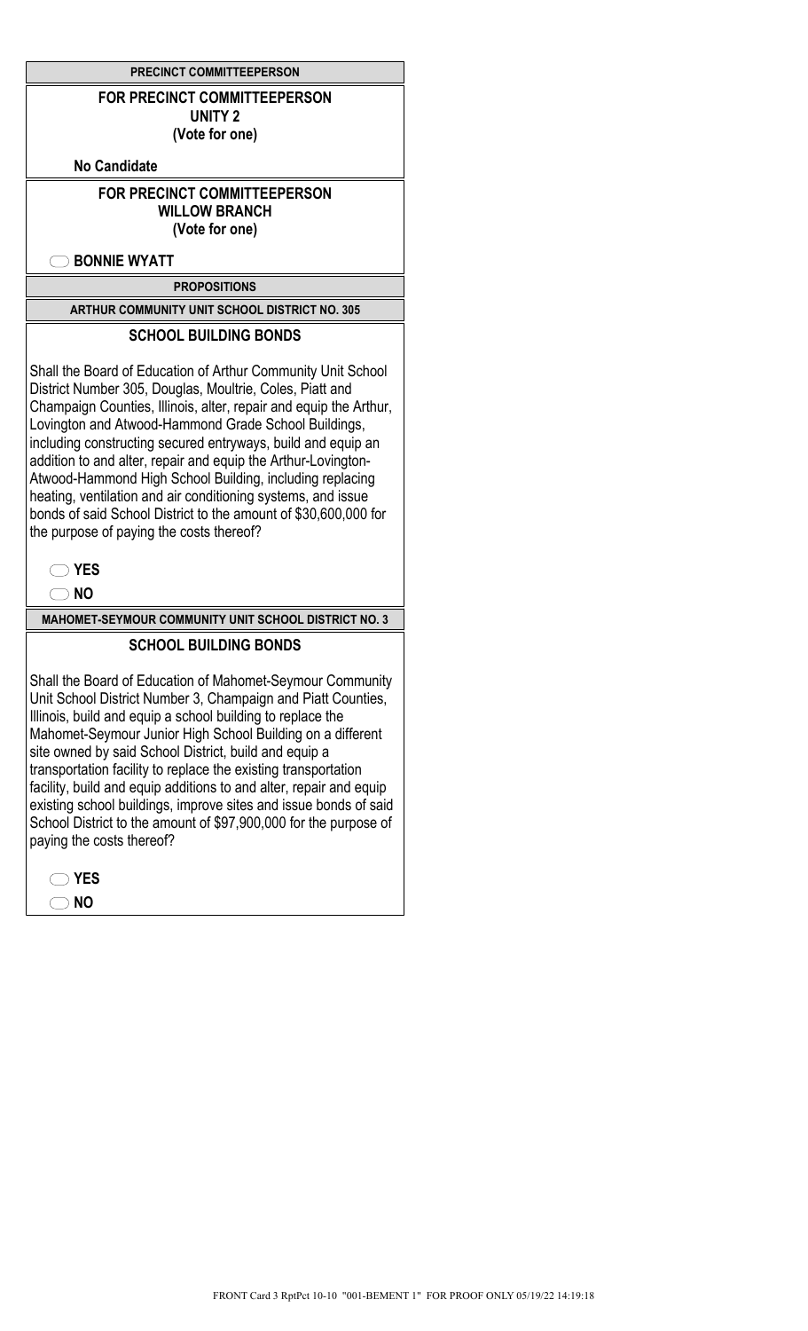## PRECINCT COMMITTEEPERSON

### FOR PRECINCT COMMITTEEPERSON
### UNITY 2
**(Vote for one)**

**No Candidate**

### FOR PRECINCT COMMITTEEPERSON
### WILLOW BRANCH
**(Vote for one)**

- ⬭ **BONNIE WYATT**

## PROPOSITIONS

### ARTHUR COMMUNITY UNIT SCHOOL DISTRICT NO. 305

#### SCHOOL BUILDING BONDS

Shall the Board of Education of Arthur Community Unit School District Number 305, Douglas, Moultrie, Coles, Piatt and Champaign Counties, Illinois, alter, repair and equip the Arthur, Lovington and Atwood-Hammond Grade School Buildings, including constructing secured entryways, build and equip an addition to and alter, repair and equip the Arthur-Lovington-Atwood-Hammond High School Building, including replacing heating, ventilation and air conditioning systems, and issue bonds of said School District to the amount of $30,600,000 for the purpose of paying the costs thereof?

- ⬭ **YES**
- ⬭ **NO**

### MAHOMET-SEYMOUR COMMUNITY UNIT SCHOOL DISTRICT NO. 3

#### SCHOOL BUILDING BONDS

Shall the Board of Education of Mahomet-Seymour Community Unit School District Number 3, Champaign and Piatt Counties, Illinois, build and equip a school building to replace the Mahomet-Seymour Junior High School Building on a different site owned by said School District, build and equip a transportation facility to replace the existing transportation facility, build and equip additions to and alter, repair and equip existing school buildings, improve sites and issue bonds of said School District to the amount of $97,900,000 for the purpose of paying the costs thereof?

- ⬭ **YES**
- ⬭ **NO**

FRONT Card 3 RptPct 10-10 "001-BEMENT 1" FOR PROOF ONLY 05/19/22 14:19:18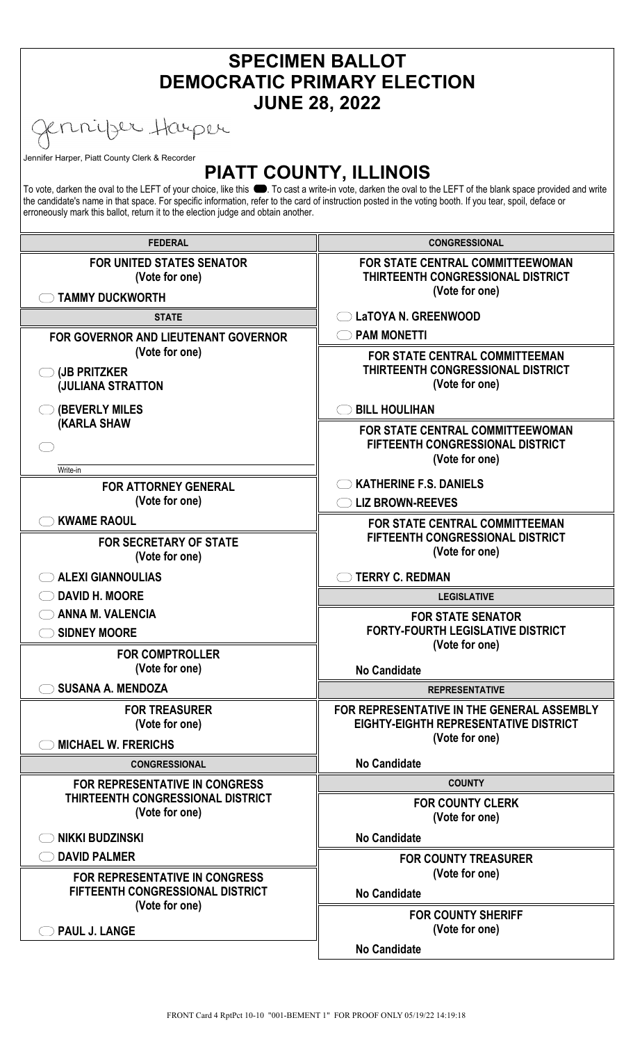# SPECIMEN BALLOT
# DEMOCRATIC PRIMARY ELECTION
# JUNE 28, 2022

Jennifer Harper

Jennifer Harper, Piatt County Clerk & Recorder

## PIATT COUNTY, ILLINOIS

To vote, darken the oval to the LEFT of your choice, like this ⬬. To cast a write-in vote, darken the oval to the LEFT of the blank space provided and write the candidate's name in that space. For specific information, refer to the card of instruction posted in the voting booth. If you tear, spoil, deface or erroneously mark this ballot, return it to the election judge and obtain another.

### FEDERAL

**FOR UNITED STATES SENATOR**
(Vote for one)

- ◯ TAMMY DUCKWORTH

### STATE

**FOR GOVERNOR AND LIEUTENANT GOVERNOR**
(Vote for one)

- ◯ (JB PRITZKER
  (JULIANA STRATTON
- ◯ (BEVERLY MILES
  (KARLA SHAW
- ◯ ________ Write-in

**FOR ATTORNEY GENERAL**
(Vote for one)

- ◯ KWAME RAOUL

**FOR SECRETARY OF STATE**
(Vote for one)

- ◯ ALEXI GIANNOULIAS
- ◯ DAVID H. MOORE
- ◯ ANNA M. VALENCIA
- ◯ SIDNEY MOORE

**FOR COMPTROLLER**
(Vote for one)

- ◯ SUSANA A. MENDOZA

**FOR TREASURER**
(Vote for one)

- ◯ MICHAEL W. FRERICHS

### CONGRESSIONAL

**FOR REPRESENTATIVE IN CONGRESS THIRTEENTH CONGRESSIONAL DISTRICT**
(Vote for one)

- ◯ NIKKI BUDZINSKI
- ◯ DAVID PALMER

**FOR REPRESENTATIVE IN CONGRESS FIFTEENTH CONGRESSIONAL DISTRICT**
(Vote for one)

- ◯ PAUL J. LANGE

### CONGRESSIONAL

**FOR STATE CENTRAL COMMITTEEWOMAN THIRTEENTH CONGRESSIONAL DISTRICT**
(Vote for one)

- ◯ LaTOYA N. GREENWOOD
- ◯ PAM MONETTI

**FOR STATE CENTRAL COMMITTEEMAN THIRTEENTH CONGRESSIONAL DISTRICT**
(Vote for one)

- ◯ BILL HOULIHAN

**FOR STATE CENTRAL COMMITTEEWOMAN FIFTEENTH CONGRESSIONAL DISTRICT**
(Vote for one)

- ◯ KATHERINE F.S. DANIELS
- ◯ LIZ BROWN-REEVES

**FOR STATE CENTRAL COMMITTEEMAN FIFTEENTH CONGRESSIONAL DISTRICT**
(Vote for one)

- ◯ TERRY C. REDMAN

### LEGISLATIVE

**FOR STATE SENATOR FORTY-FOURTH LEGISLATIVE DISTRICT**
(Vote for one)

No Candidate

### REPRESENTATIVE

**FOR REPRESENTATIVE IN THE GENERAL ASSEMBLY EIGHTY-EIGHTH REPRESENTATIVE DISTRICT**
(Vote for one)

No Candidate

### COUNTY

**FOR COUNTY CLERK**
(Vote for one)

No Candidate

**FOR COUNTY TREASURER**
(Vote for one)

No Candidate

**FOR COUNTY SHERIFF**
(Vote for one)

No Candidate

FRONT Card 4 RptPct 10-10 "001-BEMENT 1" FOR PROOF ONLY 05/19/22 14:19:18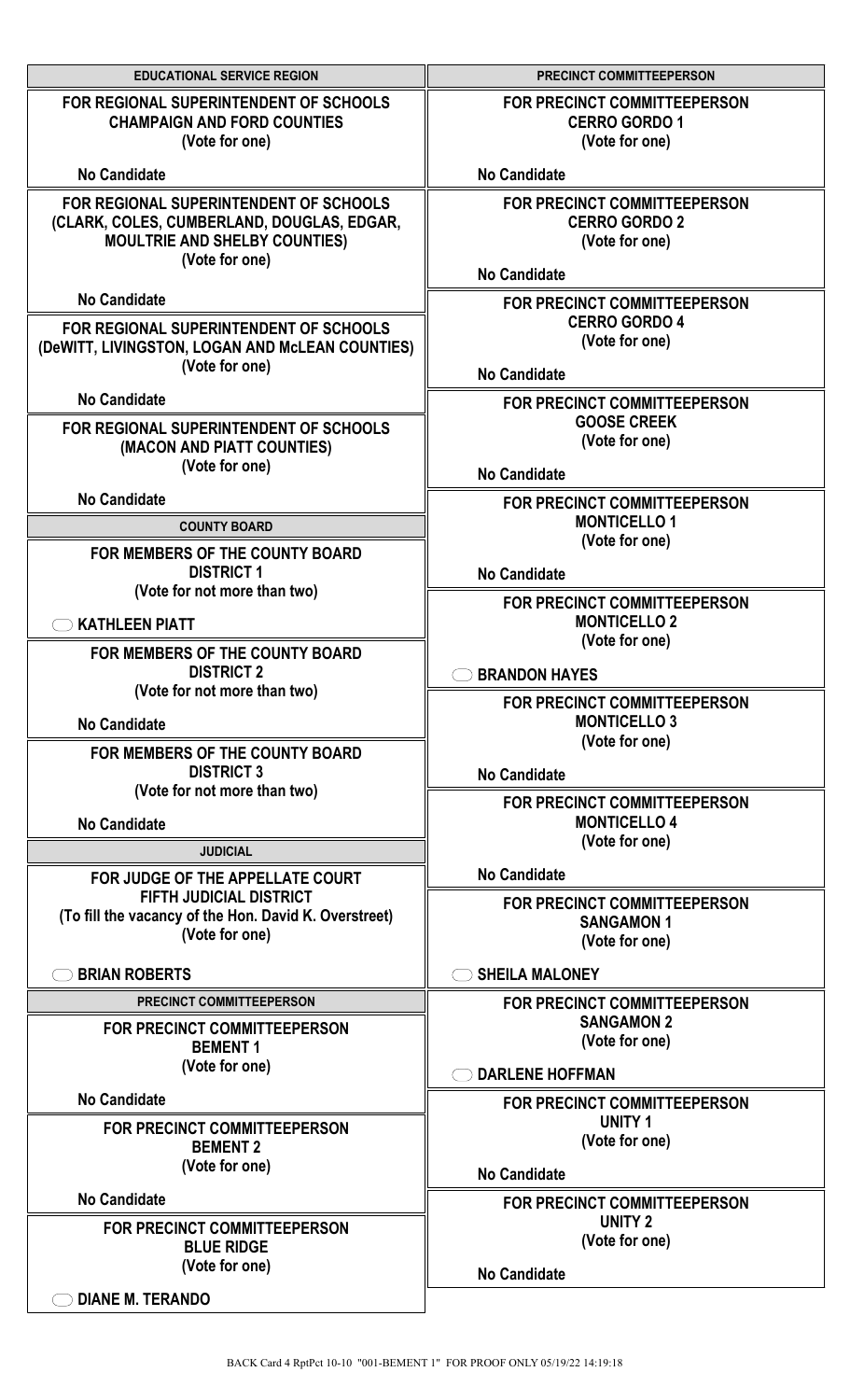## EDUCATIONAL SERVICE REGION

**FOR REGIONAL SUPERINTENDENT OF SCHOOLS**
**CHAMPAIGN AND FORD COUNTIES**
**(Vote for one)**

No Candidate

**FOR REGIONAL SUPERINTENDENT OF SCHOOLS**
**(CLARK, COLES, CUMBERLAND, DOUGLAS, EDGAR, MOULTRIE AND SHELBY COUNTIES)**
**(Vote for one)**

No Candidate

**FOR REGIONAL SUPERINTENDENT OF SCHOOLS**
**(DeWITT, LIVINGSTON, LOGAN AND McLEAN COUNTIES)**
**(Vote for one)**

No Candidate

**FOR REGIONAL SUPERINTENDENT OF SCHOOLS**
**(MACON AND PIATT COUNTIES)**
**(Vote for one)**

No Candidate

## COUNTY BOARD

**FOR MEMBERS OF THE COUNTY BOARD**
**DISTRICT 1**
**(Vote for not more than two)**

- KATHLEEN PIATT

**FOR MEMBERS OF THE COUNTY BOARD**
**DISTRICT 2**
**(Vote for not more than two)**

No Candidate

**FOR MEMBERS OF THE COUNTY BOARD**
**DISTRICT 3**
**(Vote for not more than two)**

No Candidate

## JUDICIAL

**FOR JUDGE OF THE APPELLATE COURT**
**FIFTH JUDICIAL DISTRICT**
**(To fill the vacancy of the Hon. David K. Overstreet)**
**(Vote for one)**

- BRIAN ROBERTS

## PRECINCT COMMITTEEPERSON

**FOR PRECINCT COMMITTEEPERSON**
**BEMENT 1**
**(Vote for one)**

No Candidate

**FOR PRECINCT COMMITTEEPERSON**
**BEMENT 2**
**(Vote for one)**

No Candidate

**FOR PRECINCT COMMITTEEPERSON**
**BLUE RIDGE**
**(Vote for one)**

- DIANE M. TERANDO

## PRECINCT COMMITTEEPERSON

**FOR PRECINCT COMMITTEEPERSON**
**CERRO GORDO 1**
**(Vote for one)**

No Candidate

**FOR PRECINCT COMMITTEEPERSON**
**CERRO GORDO 2**
**(Vote for one)**

No Candidate

**FOR PRECINCT COMMITTEEPERSON**
**CERRO GORDO 4**
**(Vote for one)**

No Candidate

**FOR PRECINCT COMMITTEEPERSON**
**GOOSE CREEK**
**(Vote for one)**

No Candidate

**FOR PRECINCT COMMITTEEPERSON**
**MONTICELLO 1**
**(Vote for one)**

No Candidate

**FOR PRECINCT COMMITTEEPERSON**
**MONTICELLO 2**
**(Vote for one)**

- BRANDON HAYES

**FOR PRECINCT COMMITTEEPERSON**
**MONTICELLO 3**
**(Vote for one)**

No Candidate

**FOR PRECINCT COMMITTEEPERSON**
**MONTICELLO 4**
**(Vote for one)**

No Candidate

**FOR PRECINCT COMMITTEEPERSON**
**SANGAMON 1**
**(Vote for one)**

- SHEILA MALONEY

**FOR PRECINCT COMMITTEEPERSON**
**SANGAMON 2**
**(Vote for one)**

- DARLENE HOFFMAN

**FOR PRECINCT COMMITTEEPERSON**
**UNITY 1**
**(Vote for one)**

No Candidate

**FOR PRECINCT COMMITTEEPERSON**
**UNITY 2**
**(Vote for one)**

No Candidate

BACK Card 4 RptPct 10-10 "001-BEMENT 1" FOR PROOF ONLY 05/19/22 14:19:18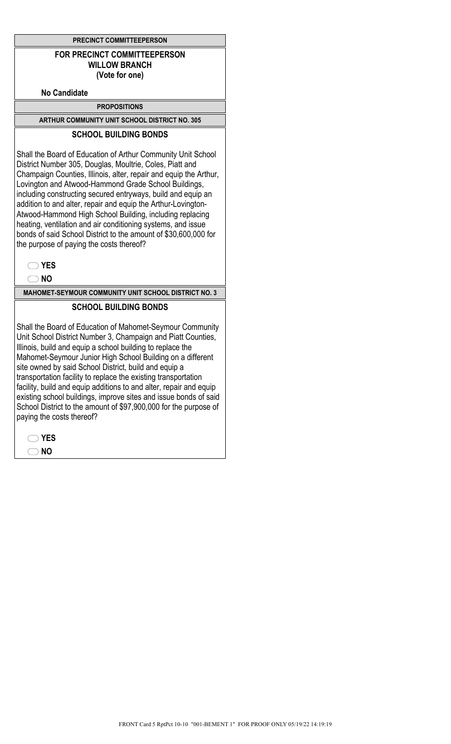**PRECINCT COMMITTEEPERSON**

**FOR PRECINCT COMMITTEEPERSON**
**WILLOW BRANCH**
**(Vote for one)**

**No Candidate**

**PROPOSITIONS**

**ARTHUR COMMUNITY UNIT SCHOOL DISTRICT NO. 305**

**SCHOOL BUILDING BONDS**

Shall the Board of Education of Arthur Community Unit School District Number 305, Douglas, Moultrie, Coles, Piatt and Champaign Counties, Illinois, alter, repair and equip the Arthur, Lovington and Atwood-Hammond Grade School Buildings, including constructing secured entryways, build and equip an addition to and alter, repair and equip the Arthur-Lovington-Atwood-Hammond High School Building, including replacing heating, ventilation and air conditioning systems, and issue bonds of said School District to the amount of $30,600,000 for the purpose of paying the costs thereof?

- **YES**
- **NO**

**MAHOMET-SEYMOUR COMMUNITY UNIT SCHOOL DISTRICT NO. 3**

**SCHOOL BUILDING BONDS**

Shall the Board of Education of Mahomet-Seymour Community Unit School District Number 3, Champaign and Piatt Counties, Illinois, build and equip a school building to replace the Mahomet-Seymour Junior High School Building on a different site owned by said School District, build and equip a transportation facility to replace the existing transportation facility, build and equip additions to and alter, repair and equip existing school buildings, improve sites and issue bonds of said School District to the amount of $97,900,000 for the purpose of paying the costs thereof?

- **YES**
- **NO**

FRONT Card 5 RptPct 10-10 "001-BEMENT 1" FOR PROOF ONLY 05/19/22 14:19:19